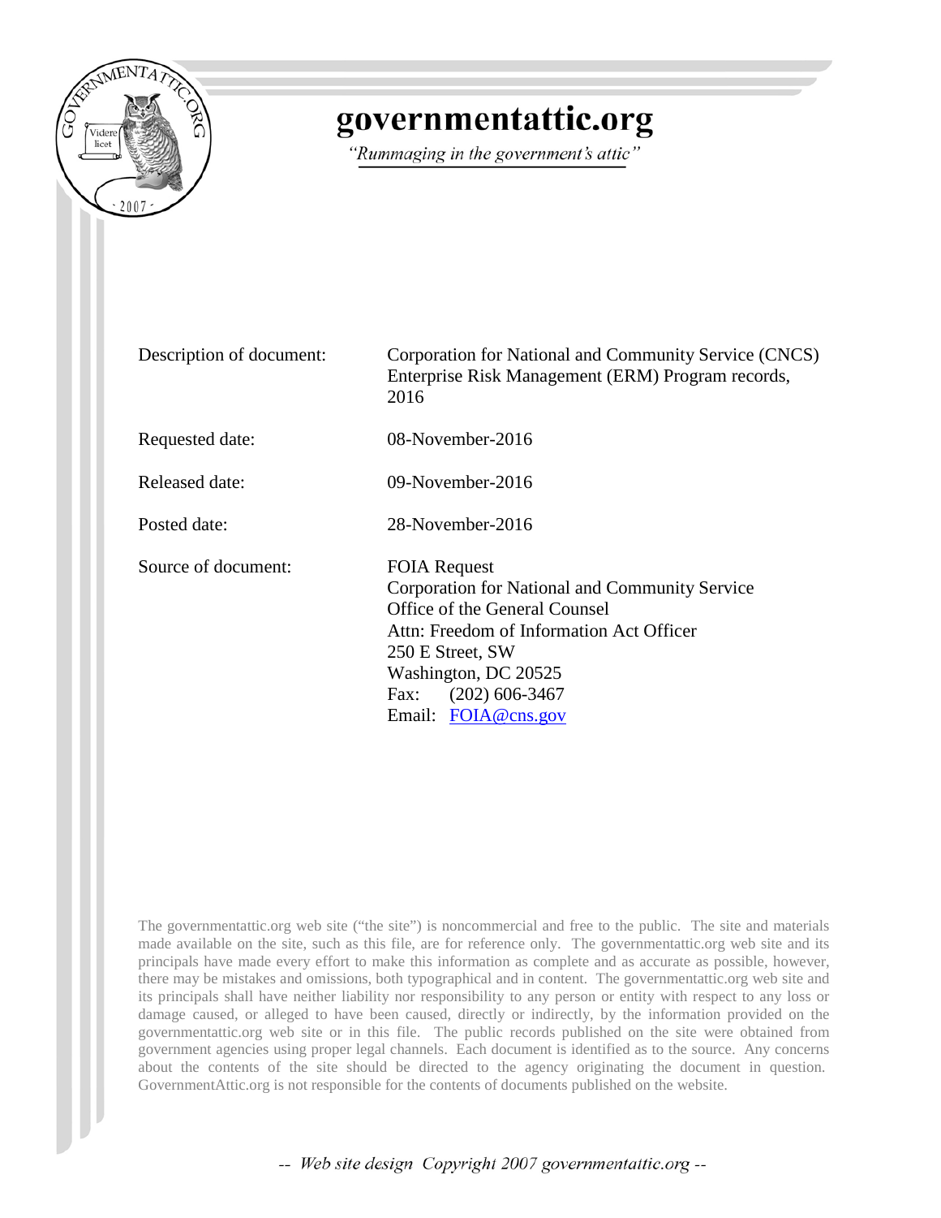# governmentattic.org

*"Rummaging in the government's attic"*

| | |
|---|---|
| Description of document: | Corporation for National and Community Service (CNCS) Enterprise Risk Management (ERM) Program records, 2016 |
| Requested date: | 08-November-2016 |
| Released date: | 09-November-2016 |
| Posted date: | 28-November-2016 |
| Source of document: | FOIA Request<br>Corporation for National and Community Service<br>Office of the General Counsel<br>Attn: Freedom of Information Act Officer<br>250 E Street, SW<br>Washington, DC 20525<br>Fax: (202) 606-3467<br>Email: [FOIA@cns.gov](mailto:FOIA@cns.gov) |

The governmentattic.org web site ("the site") is noncommercial and free to the public. The site and materials made available on the site, such as this file, are for reference only. The governmentattic.org web site and its principals have made every effort to make this information as complete and as accurate as possible, however, there may be mistakes and omissions, both typographical and in content. The governmentattic.org web site and its principals shall have neither liability nor responsibility to any person or entity with respect to any loss or damage caused, or alleged to have been caused, directly or indirectly, by the information provided on the governmentattic.org web site or in this file. The public records published on the site were obtained from government agencies using proper legal channels. Each document is identified as to the source. Any concerns about the contents of the site should be directed to the agency originating the document in question. GovernmentAttic.org is not responsible for the contents of documents published on the website.

*-- Web site design Copyright 2007 governmentattic.org --*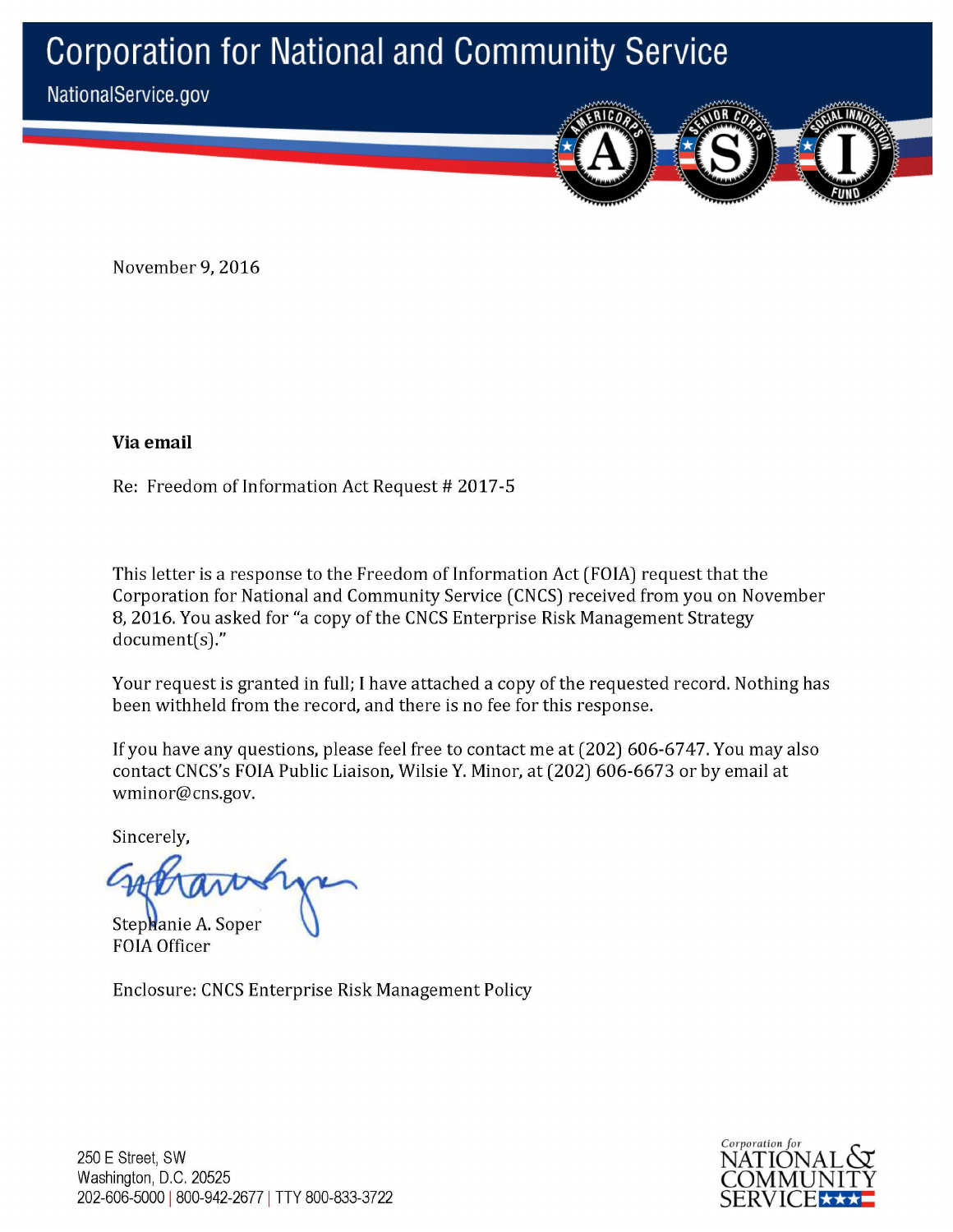# Corporation for National and Community Service

NationalService.gov

November 9, 2016

**Via email**

Re: Freedom of Information Act Request # 2017-5

This letter is a response to the Freedom of Information Act (FOIA) request that the Corporation for National and Community Service (CNCS) received from you on November 8, 2016. You asked for "a copy of the CNCS Enterprise Risk Management Strategy document(s)."

Your request is granted in full; I have attached a copy of the requested record. Nothing has been withheld from the record, and there is no fee for this response.

If you have any questions, please feel free to contact me at (202) 606-6747. You may also contact CNCS's FOIA Public Liaison, Wilsie Y. Minor, at (202) 606-6673 or by email at wminor@cns.gov.

Sincerely,

Stephanie A. Soper
FOIA Officer

Enclosure: CNCS Enterprise Risk Management Policy

250 E Street, SW
Washington, D.C. 20525
202-606-5000 | 800-942-2677 | TTY 800-833-3722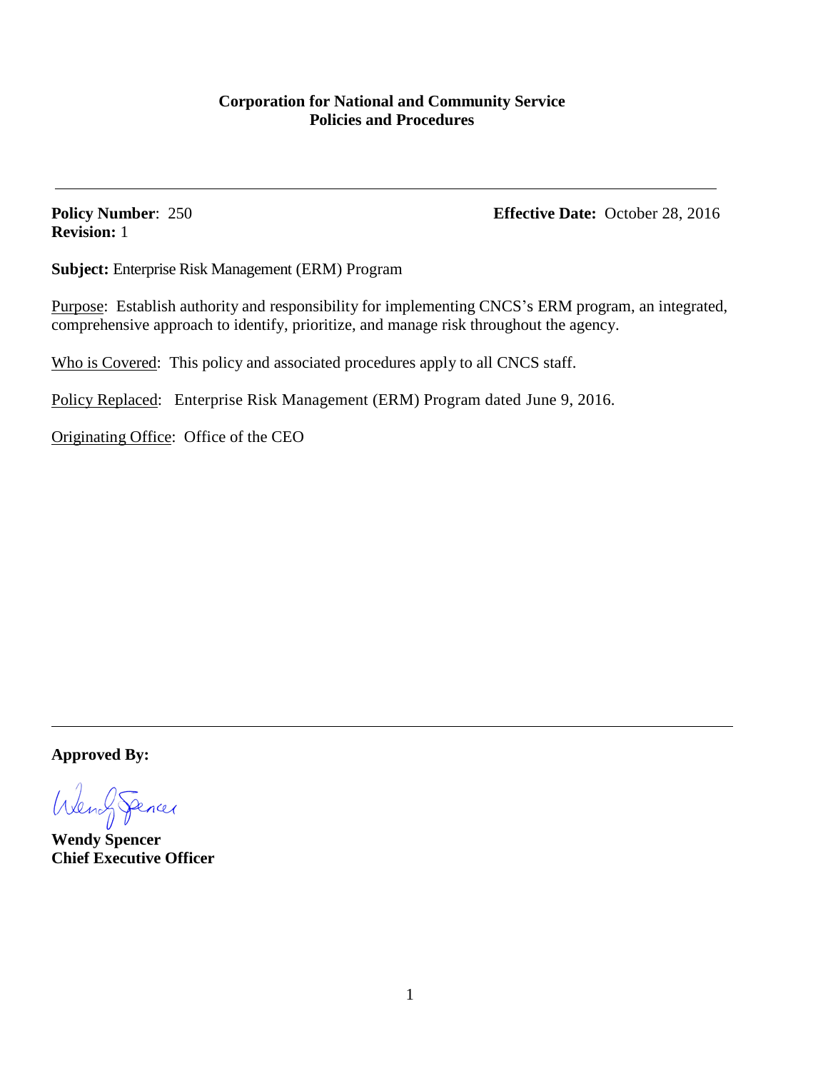**Corporation for National and Community Service**
**Policies and Procedures**

---

**Policy Number**: 250
**Revision:** 1

**Effective Date:** October 28, 2016

**Subject:** Enterprise Risk Management (ERM) Program

<u>Purpose</u>: Establish authority and responsibility for implementing CNCS's ERM program, an integrated, comprehensive approach to identify, prioritize, and manage risk throughout the agency.

<u>Who is Covered</u>: This policy and associated procedures apply to all CNCS staff.

<u>Policy Replaced</u>: Enterprise Risk Management (ERM) Program dated June 9, 2016.

<u>Originating Office</u>: Office of the CEO

---

**Approved By:**

Wendy Spencer

**Wendy Spencer**
**Chief Executive Officer**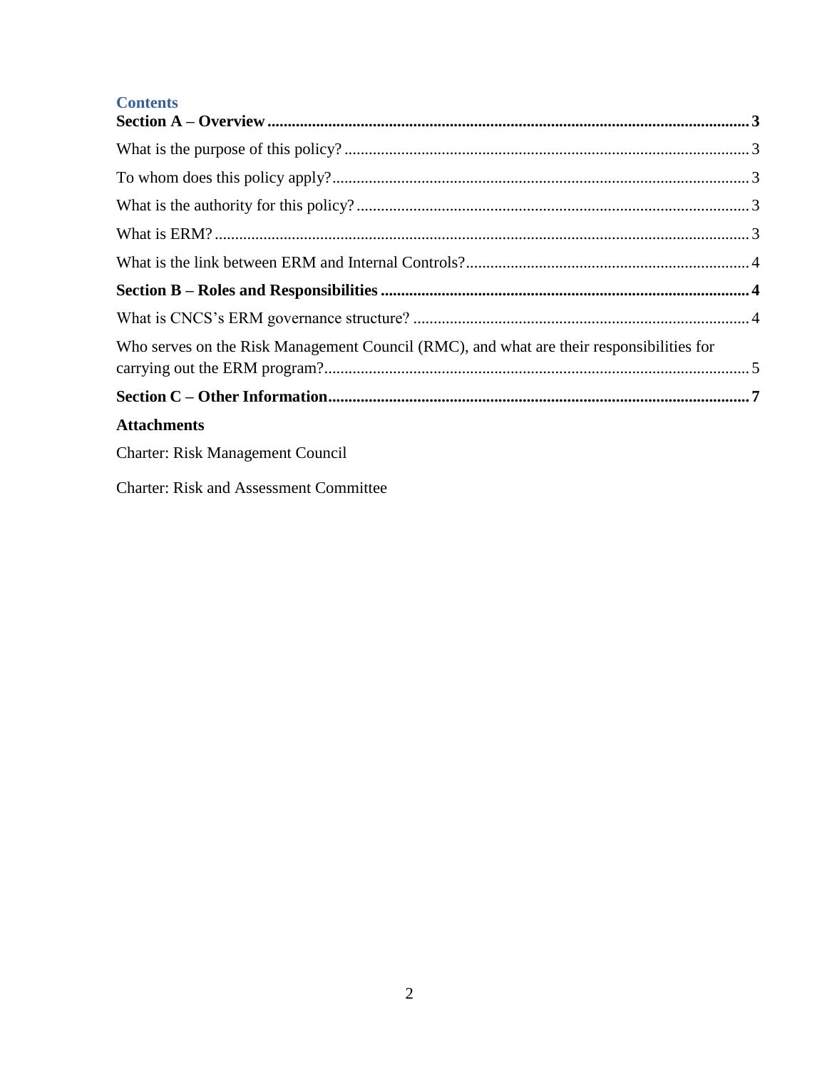## Contents

**Section A – Overview** ..... **3**

What is the purpose of this policy? ..... 3

To whom does this policy apply? ..... 3

What is the authority for this policy? ..... 3

What is ERM? ..... 3

What is the link between ERM and Internal Controls? ..... 4

**Section B – Roles and Responsibilities** ..... **4**

What is CNCS's ERM governance structure? ..... 4

Who serves on the Risk Management Council (RMC), and what are their responsibilities for carrying out the ERM program? ..... 5

**Section C – Other Information** ..... **7**

**Attachments**

Charter: Risk Management Council

Charter: Risk and Assessment Committee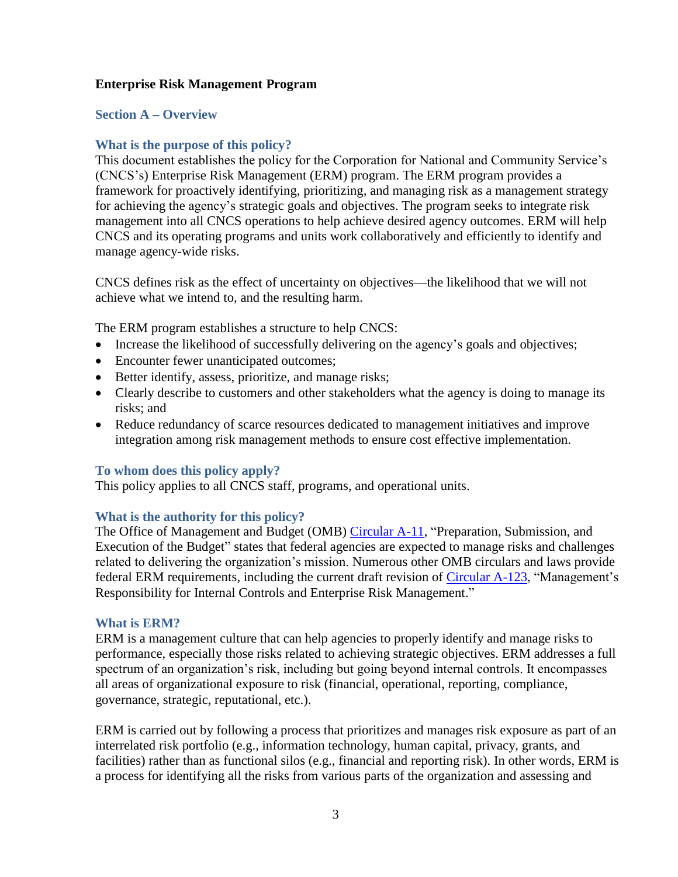## Enterprise Risk Management Program

### Section A – Overview

#### What is the purpose of this policy?

This document establishes the policy for the Corporation for National and Community Service's (CNCS's) Enterprise Risk Management (ERM) program. The ERM program provides a framework for proactively identifying, prioritizing, and managing risk as a management strategy for achieving the agency's strategic goals and objectives. The program seeks to integrate risk management into all CNCS operations to help achieve desired agency outcomes. ERM will help CNCS and its operating programs and units work collaboratively and efficiently to identify and manage agency-wide risks.

CNCS defines risk as the effect of uncertainty on objectives—the likelihood that we will not achieve what we intend to, and the resulting harm.

The ERM program establishes a structure to help CNCS:

- Increase the likelihood of successfully delivering on the agency's goals and objectives;
- Encounter fewer unanticipated outcomes;
- Better identify, assess, prioritize, and manage risks;
- Clearly describe to customers and other stakeholders what the agency is doing to manage its risks; and
- Reduce redundancy of scarce resources dedicated to management initiatives and improve integration among risk management methods to ensure cost effective implementation.

#### To whom does this policy apply?

This policy applies to all CNCS staff, programs, and operational units.

#### What is the authority for this policy?

The Office of Management and Budget (OMB) Circular A-11, "Preparation, Submission, and Execution of the Budget" states that federal agencies are expected to manage risks and challenges related to delivering the organization's mission. Numerous other OMB circulars and laws provide federal ERM requirements, including the current draft revision of Circular A-123, "Management's Responsibility for Internal Controls and Enterprise Risk Management."

#### What is ERM?

ERM is a management culture that can help agencies to properly identify and manage risks to performance, especially those risks related to achieving strategic objectives. ERM addresses a full spectrum of an organization's risk, including but going beyond internal controls. It encompasses all areas of organizational exposure to risk (financial, operational, reporting, compliance, governance, strategic, reputational, etc.).

ERM is carried out by following a process that prioritizes and manages risk exposure as part of an interrelated risk portfolio (e.g., information technology, human capital, privacy, grants, and facilities) rather than as functional silos (e.g., financial and reporting risk). In other words, ERM is a process for identifying all the risks from various parts of the organization and assessing and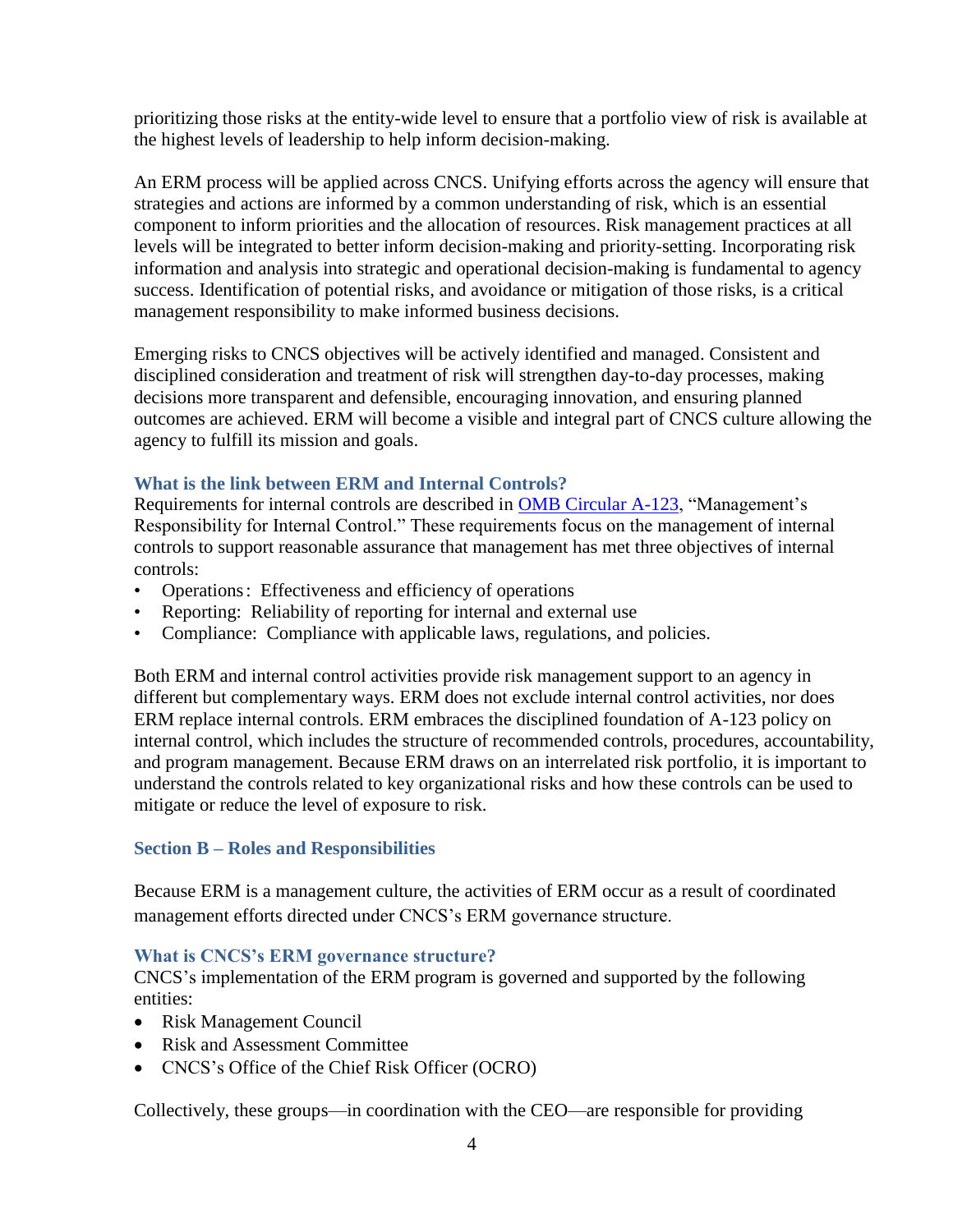prioritizing those risks at the entity-wide level to ensure that a portfolio view of risk is available at the highest levels of leadership to help inform decision-making.

An ERM process will be applied across CNCS. Unifying efforts across the agency will ensure that strategies and actions are informed by a common understanding of risk, which is an essential component to inform priorities and the allocation of resources. Risk management practices at all levels will be integrated to better inform decision-making and priority-setting. Incorporating risk information and analysis into strategic and operational decision-making is fundamental to agency success. Identification of potential risks, and avoidance or mitigation of those risks, is a critical management responsibility to make informed business decisions.

Emerging risks to CNCS objectives will be actively identified and managed. Consistent and disciplined consideration and treatment of risk will strengthen day-to-day processes, making decisions more transparent and defensible, encouraging innovation, and ensuring planned outcomes are achieved. ERM will become a visible and integral part of CNCS culture allowing the agency to fulfill its mission and goals.

### What is the link between ERM and Internal Controls?

Requirements for internal controls are described in [OMB Circular A-123](), "Management's Responsibility for Internal Control." These requirements focus on the management of internal controls to support reasonable assurance that management has met three objectives of internal controls:

- Operations: Effectiveness and efficiency of operations
- Reporting: Reliability of reporting for internal and external use
- Compliance: Compliance with applicable laws, regulations, and policies.

Both ERM and internal control activities provide risk management support to an agency in different but complementary ways. ERM does not exclude internal control activities, nor does ERM replace internal controls. ERM embraces the disciplined foundation of A-123 policy on internal control, which includes the structure of recommended controls, procedures, accountability, and program management. Because ERM draws on an interrelated risk portfolio, it is important to understand the controls related to key organizational risks and how these controls can be used to mitigate or reduce the level of exposure to risk.

## Section B – Roles and Responsibilities

Because ERM is a management culture, the activities of ERM occur as a result of coordinated management efforts directed under CNCS's ERM governance structure.

### What is CNCS's ERM governance structure?

CNCS's implementation of the ERM program is governed and supported by the following entities:

- Risk Management Council
- Risk and Assessment Committee
- CNCS's Office of the Chief Risk Officer (OCRO)

Collectively, these groups—in coordination with the CEO—are responsible for providing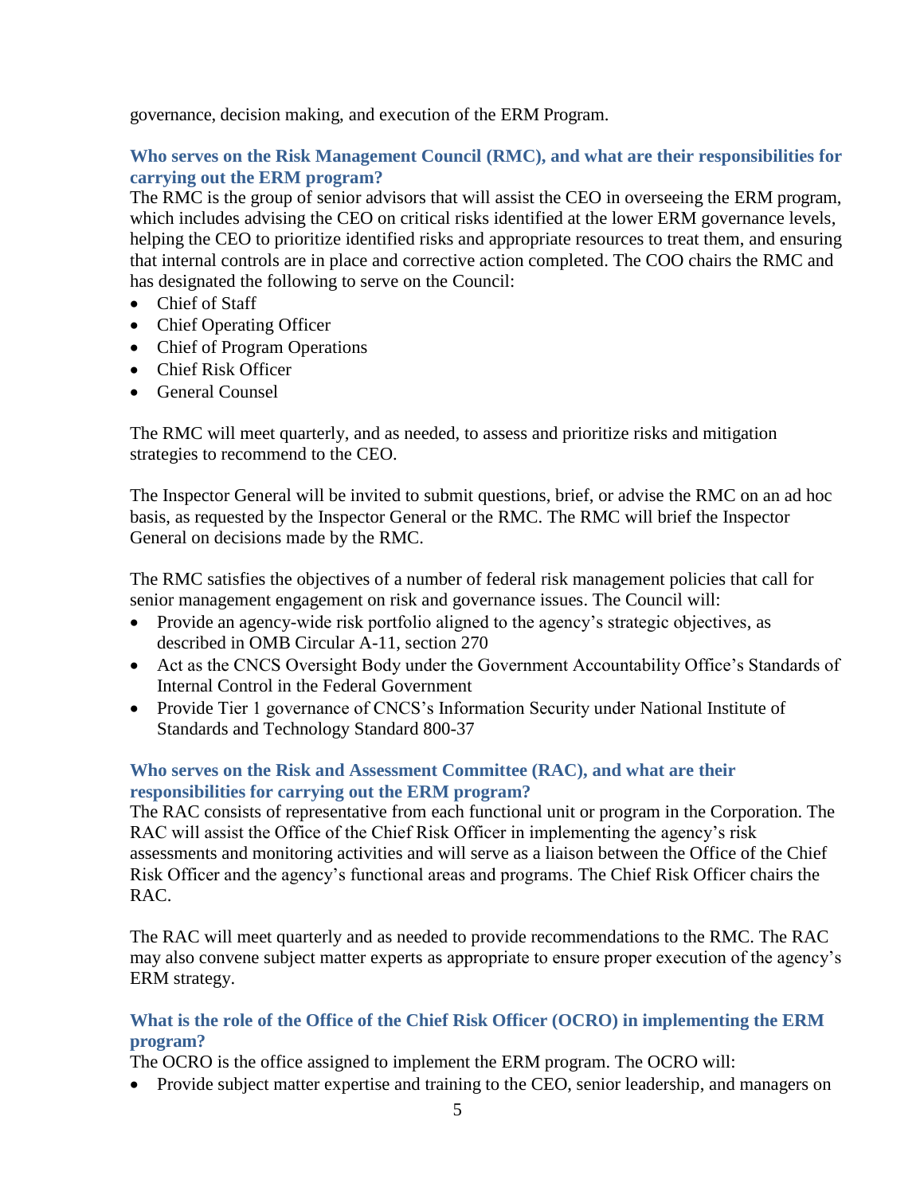governance, decision making, and execution of the ERM Program.

### Who serves on the Risk Management Council (RMC), and what are their responsibilities for carrying out the ERM program?

The RMC is the group of senior advisors that will assist the CEO in overseeing the ERM program, which includes advising the CEO on critical risks identified at the lower ERM governance levels, helping the CEO to prioritize identified risks and appropriate resources to treat them, and ensuring that internal controls are in place and corrective action completed. The COO chairs the RMC and has designated the following to serve on the Council:

- Chief of Staff
- Chief Operating Officer
- Chief of Program Operations
- Chief Risk Officer
- General Counsel

The RMC will meet quarterly, and as needed, to assess and prioritize risks and mitigation strategies to recommend to the CEO.

The Inspector General will be invited to submit questions, brief, or advise the RMC on an ad hoc basis, as requested by the Inspector General or the RMC. The RMC will brief the Inspector General on decisions made by the RMC.

The RMC satisfies the objectives of a number of federal risk management policies that call for senior management engagement on risk and governance issues. The Council will:

- Provide an agency-wide risk portfolio aligned to the agency's strategic objectives, as described in OMB Circular A-11, section 270
- Act as the CNCS Oversight Body under the Government Accountability Office's Standards of Internal Control in the Federal Government
- Provide Tier 1 governance of CNCS's Information Security under National Institute of Standards and Technology Standard 800-37

### Who serves on the Risk and Assessment Committee (RAC), and what are their responsibilities for carrying out the ERM program?

The RAC consists of representative from each functional unit or program in the Corporation. The RAC will assist the Office of the Chief Risk Officer in implementing the agency's risk assessments and monitoring activities and will serve as a liaison between the Office of the Chief Risk Officer and the agency's functional areas and programs. The Chief Risk Officer chairs the RAC.

The RAC will meet quarterly and as needed to provide recommendations to the RMC. The RAC may also convene subject matter experts as appropriate to ensure proper execution of the agency's ERM strategy.

### What is the role of the Office of the Chief Risk Officer (OCRO) in implementing the ERM program?

The OCRO is the office assigned to implement the ERM program. The OCRO will:

- Provide subject matter expertise and training to the CEO, senior leadership, and managers on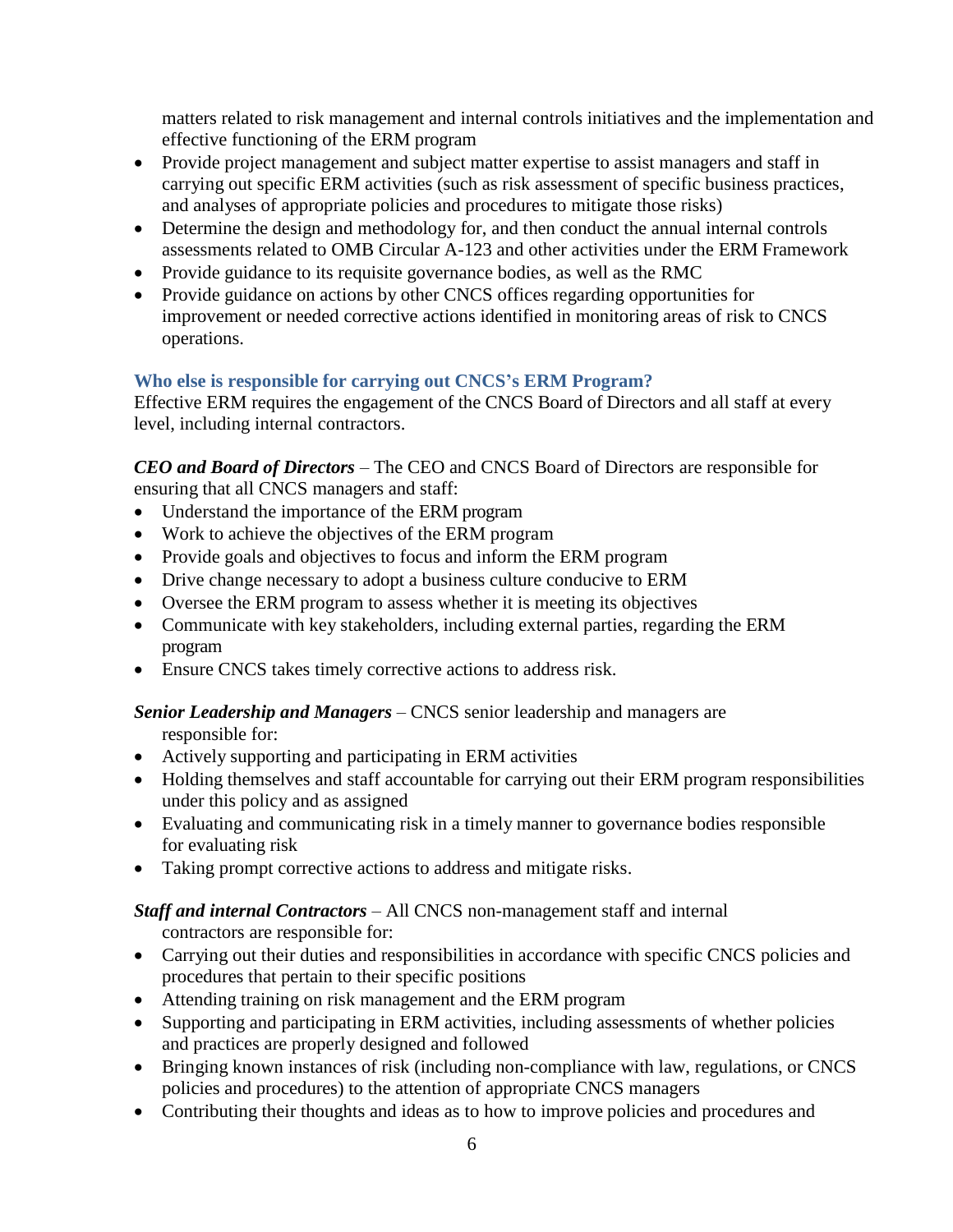matters related to risk management and internal controls initiatives and the implementation and effective functioning of the ERM program

- Provide project management and subject matter expertise to assist managers and staff in carrying out specific ERM activities (such as risk assessment of specific business practices, and analyses of appropriate policies and procedures to mitigate those risks)
- Determine the design and methodology for, and then conduct the annual internal controls assessments related to OMB Circular A-123 and other activities under the ERM Framework
- Provide guidance to its requisite governance bodies, as well as the RMC
- Provide guidance on actions by other CNCS offices regarding opportunities for improvement or needed corrective actions identified in monitoring areas of risk to CNCS operations.

### Who else is responsible for carrying out CNCS's ERM Program?

Effective ERM requires the engagement of the CNCS Board of Directors and all staff at every level, including internal contractors.

***CEO and Board of Directors*** – The CEO and CNCS Board of Directors are responsible for ensuring that all CNCS managers and staff:

- Understand the importance of the ERM program
- Work to achieve the objectives of the ERM program
- Provide goals and objectives to focus and inform the ERM program
- Drive change necessary to adopt a business culture conducive to ERM
- Oversee the ERM program to assess whether it is meeting its objectives
- Communicate with key stakeholders, including external parties, regarding the ERM program
- Ensure CNCS takes timely corrective actions to address risk.

***Senior Leadership and Managers*** – CNCS senior leadership and managers are responsible for:

- Actively supporting and participating in ERM activities
- Holding themselves and staff accountable for carrying out their ERM program responsibilities under this policy and as assigned
- Evaluating and communicating risk in a timely manner to governance bodies responsible for evaluating risk
- Taking prompt corrective actions to address and mitigate risks.

***Staff and internal Contractors*** – All CNCS non-management staff and internal contractors are responsible for:

- Carrying out their duties and responsibilities in accordance with specific CNCS policies and procedures that pertain to their specific positions
- Attending training on risk management and the ERM program
- Supporting and participating in ERM activities, including assessments of whether policies and practices are properly designed and followed
- Bringing known instances of risk (including non-compliance with law, regulations, or CNCS policies and procedures) to the attention of appropriate CNCS managers
- Contributing their thoughts and ideas as to how to improve policies and procedures and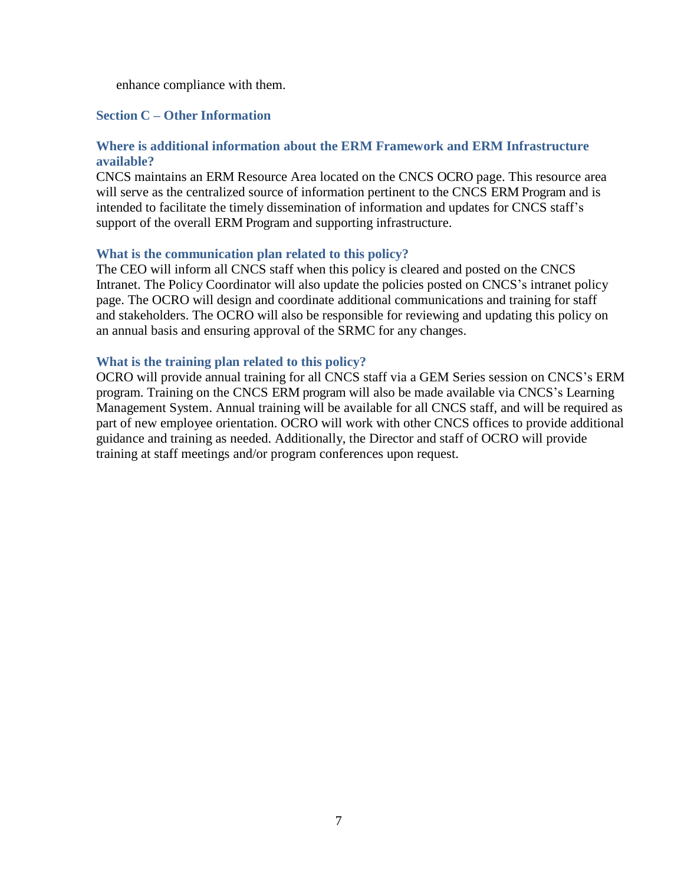enhance compliance with them.

## Section C – Other Information

### Where is additional information about the ERM Framework and ERM Infrastructure available?

CNCS maintains an ERM Resource Area located on the CNCS OCRO page. This resource area will serve as the centralized source of information pertinent to the CNCS ERM Program and is intended to facilitate the timely dissemination of information and updates for CNCS staff's support of the overall ERM Program and supporting infrastructure.

### What is the communication plan related to this policy?

The CEO will inform all CNCS staff when this policy is cleared and posted on the CNCS Intranet. The Policy Coordinator will also update the policies posted on CNCS's intranet policy page. The OCRO will design and coordinate additional communications and training for staff and stakeholders. The OCRO will also be responsible for reviewing and updating this policy on an annual basis and ensuring approval of the SRMC for any changes.

### What is the training plan related to this policy?

OCRO will provide annual training for all CNCS staff via a GEM Series session on CNCS's ERM program. Training on the CNCS ERM program will also be made available via CNCS's Learning Management System. Annual training will be available for all CNCS staff, and will be required as part of new employee orientation. OCRO will work with other CNCS offices to provide additional guidance and training as needed. Additionally, the Director and staff of OCRO will provide training at staff meetings and/or program conferences upon request.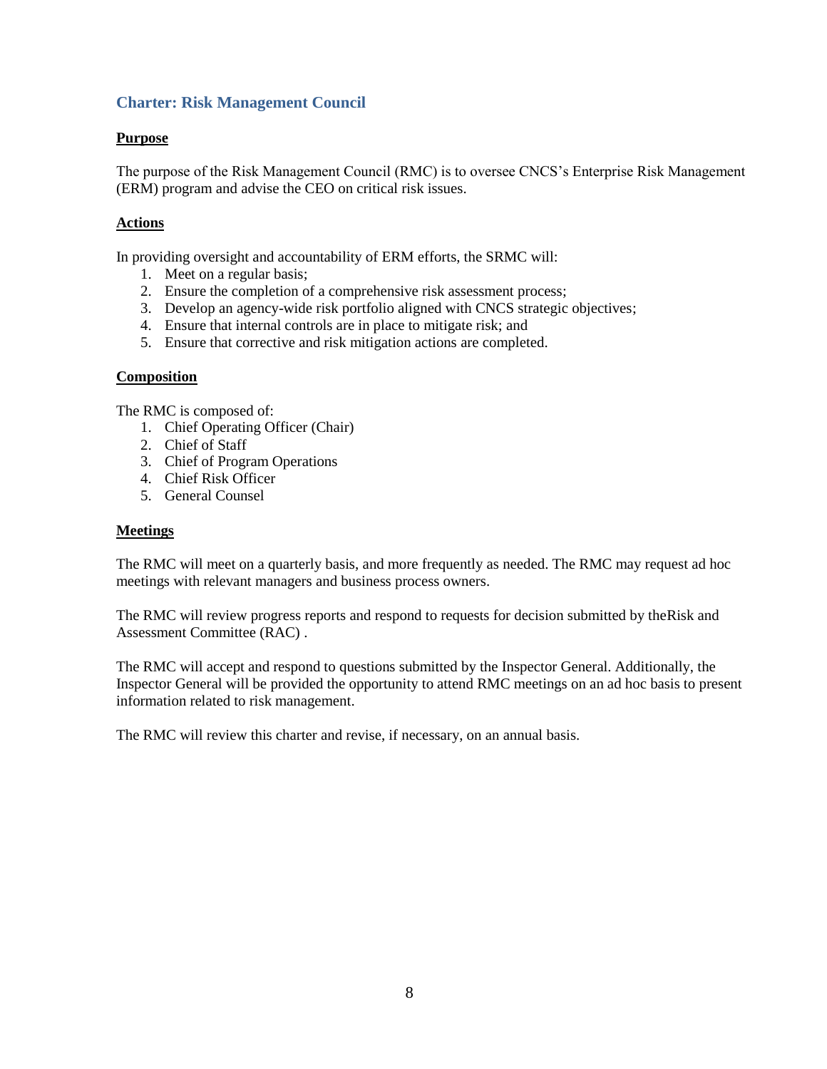## Charter: Risk Management Council

**Purpose**

The purpose of the Risk Management Council (RMC) is to oversee CNCS's Enterprise Risk Management (ERM) program and advise the CEO on critical risk issues.

**Actions**

In providing oversight and accountability of ERM efforts, the SRMC will:

1. Meet on a regular basis;
2. Ensure the completion of a comprehensive risk assessment process;
3. Develop an agency-wide risk portfolio aligned with CNCS strategic objectives;
4. Ensure that internal controls are in place to mitigate risk; and
5. Ensure that corrective and risk mitigation actions are completed.

**Composition**

The RMC is composed of:

1. Chief Operating Officer (Chair)
2. Chief of Staff
3. Chief of Program Operations
4. Chief Risk Officer
5. General Counsel

**Meetings**

The RMC will meet on a quarterly basis, and more frequently as needed. The RMC may request ad hoc meetings with relevant managers and business process owners.

The RMC will review progress reports and respond to requests for decision submitted by theRisk and Assessment Committee (RAC) .

The RMC will accept and respond to questions submitted by the Inspector General. Additionally, the Inspector General will be provided the opportunity to attend RMC meetings on an ad hoc basis to present information related to risk management.

The RMC will review this charter and revise, if necessary, on an annual basis.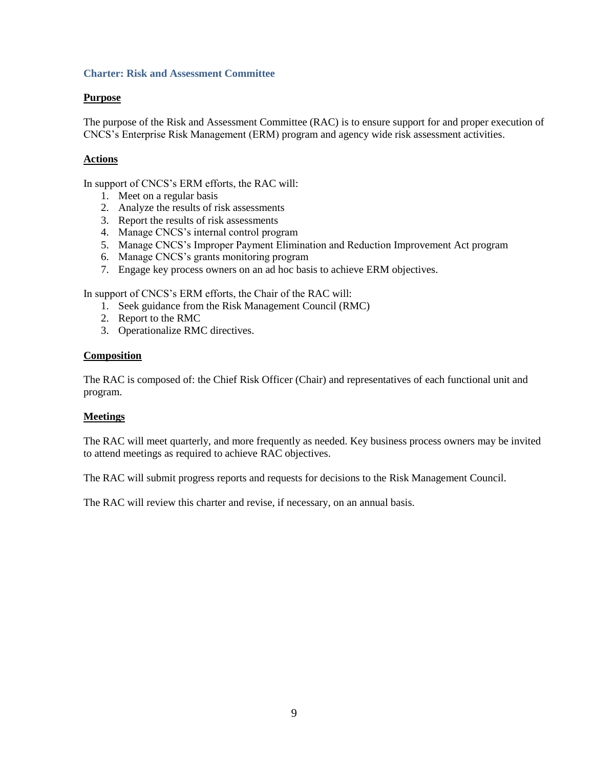## Charter: Risk and Assessment Committee

### Purpose

The purpose of the Risk and Assessment Committee (RAC) is to ensure support for and proper execution of CNCS's Enterprise Risk Management (ERM) program and agency wide risk assessment activities.

### Actions

In support of CNCS's ERM efforts, the RAC will:

1. Meet on a regular basis
2. Analyze the results of risk assessments
3. Report the results of risk assessments
4. Manage CNCS's internal control program
5. Manage CNCS's Improper Payment Elimination and Reduction Improvement Act program
6. Manage CNCS's grants monitoring program
7. Engage key process owners on an ad hoc basis to achieve ERM objectives.

In support of CNCS's ERM efforts, the Chair of the RAC will:

1. Seek guidance from the Risk Management Council (RMC)
2. Report to the RMC
3. Operationalize RMC directives.

### Composition

The RAC is composed of: the Chief Risk Officer (Chair) and representatives of each functional unit and program.

### Meetings

The RAC will meet quarterly, and more frequently as needed. Key business process owners may be invited to attend meetings as required to achieve RAC objectives.

The RAC will submit progress reports and requests for decisions to the Risk Management Council.

The RAC will review this charter and revise, if necessary, on an annual basis.